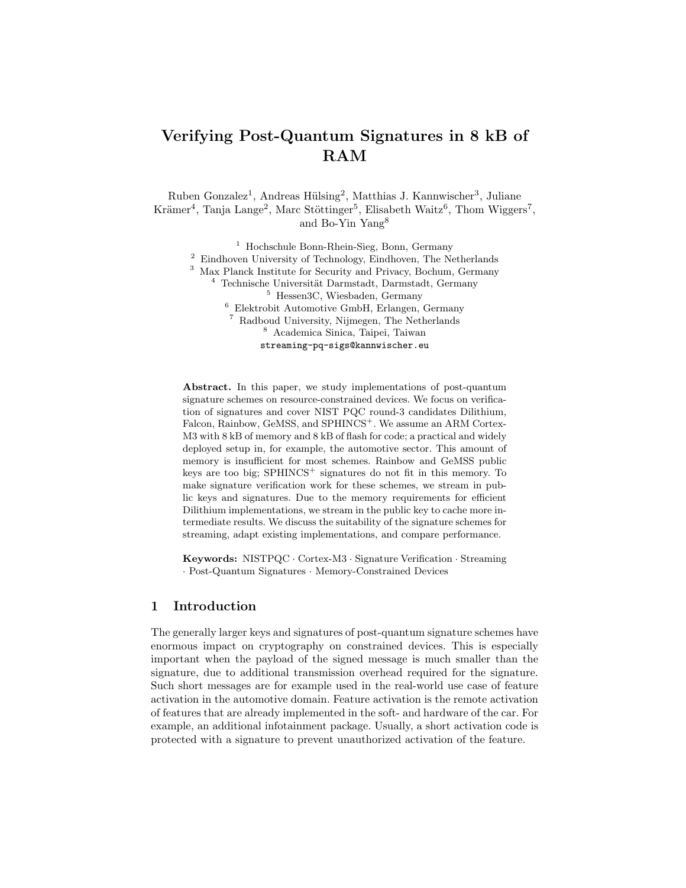# Verifying Post-Quantum Signatures in 8 kB of RAM

Ruben Gonzalez[1], Andreas Hülsing[2], Matthias J. Kannwischer[3], Juliane Krämer[4], Tanja Lange[2], Marc Stöttinger[5], Elisabeth Waitz[6], Thom Wiggers[7], and Bo-Yin Yang[8]

[1] Hochschule Bonn-Rhein-Sieg, Bonn, Germany
[2] Eindhoven University of Technology, Eindhoven, The Netherlands
[3] Max Planck Institute for Security and Privacy, Bochum, Germany
[4] Technische Universität Darmstadt, Darmstadt, Germany
[5] Hessen3C, Wiesbaden, Germany
[6] Elektrobit Automotive GmbH, Erlangen, Germany
[7] Radboud University, Nijmegen, The Netherlands
[8] Academica Sinica, Taipei, Taiwan

`streaming-pq-sigs@kannwischer.eu`

**Abstract.** In this paper, we study implementations of post-quantum signature schemes on resource-constrained devices. We focus on verification of signatures and cover NIST PQC round-3 candidates Dilithium, Falcon, Rainbow, GeMSS, and SPHINCS$^+$. We assume an ARM Cortex-M3 with 8 kB of memory and 8 kB of flash for code; a practical and widely deployed setup in, for example, the automotive sector. This amount of memory is insufficient for most schemes. Rainbow and GeMSS public keys are too big; SPHINCS$^+$ signatures do not fit in this memory. To make signature verification work for these schemes, we stream in public keys and signatures. Due to the memory requirements for efficient Dilithium implementations, we stream in the public key to cache more intermediate results. We discuss the suitability of the signature schemes for streaming, adapt existing implementations, and compare performance.

**Keywords:** NISTPQC · Cortex-M3 · Signature Verification · Streaming · Post-Quantum Signatures · Memory-Constrained Devices

## 1 Introduction

The generally larger keys and signatures of post-quantum signature schemes have enormous impact on cryptography on constrained devices. This is especially important when the payload of the signed message is much smaller than the signature, due to additional transmission overhead required for the signature. Such short messages are for example used in the real-world use case of feature activation in the automotive domain. Feature activation is the remote activation of features that are already implemented in the soft- and hardware of the car. For example, an additional infotainment package. Usually, a short activation code is protected with a signature to prevent unauthorized activation of the feature.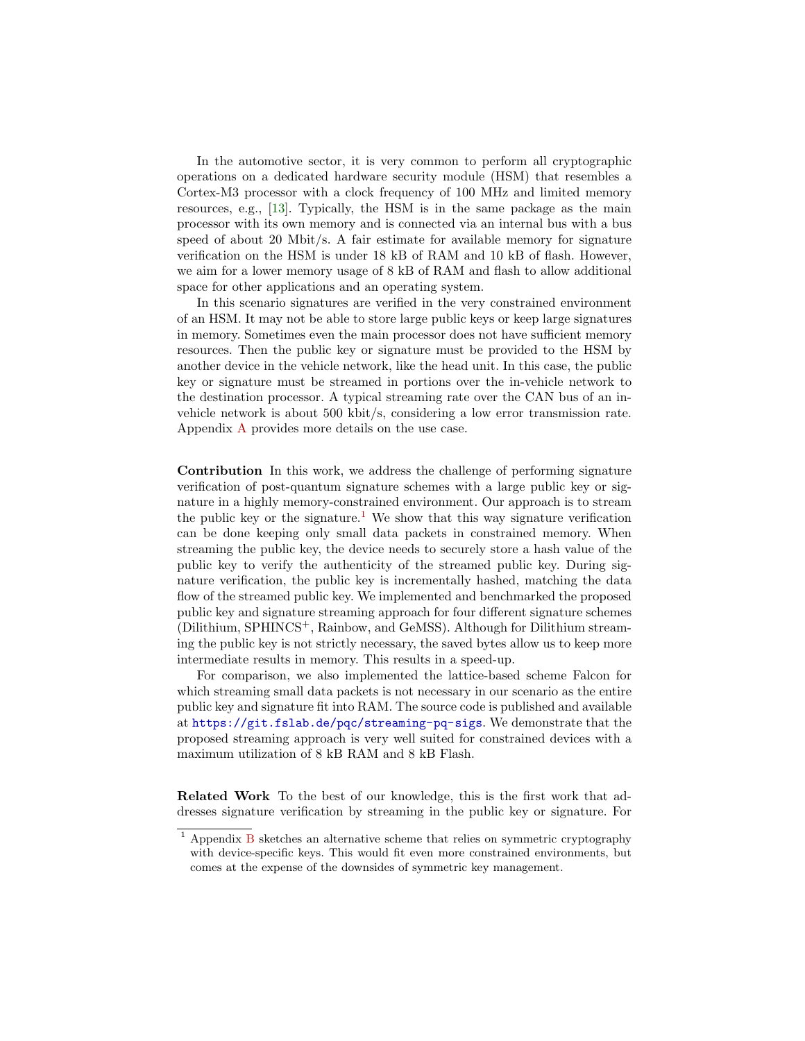In the automotive sector, it is very common to perform all cryptographic operations on a dedicated hardware security module (HSM) that resembles a Cortex-M3 processor with a clock frequency of 100 MHz and limited memory resources, e.g., [13]. Typically, the HSM is in the same package as the main processor with its own memory and is connected via an internal bus with a bus speed of about 20 Mbit/s. A fair estimate for available memory for signature verification on the HSM is under 18 kB of RAM and 10 kB of flash. However, we aim for a lower memory usage of 8 kB of RAM and flash to allow additional space for other applications and an operating system.

In this scenario signatures are verified in the very constrained environment of an HSM. It may not be able to store large public keys or keep large signatures in memory. Sometimes even the main processor does not have sufficient memory resources. Then the public key or signature must be provided to the HSM by another device in the vehicle network, like the head unit. In this case, the public key or signature must be streamed in portions over the in-vehicle network to the destination processor. A typical streaming rate over the CAN bus of an in-vehicle network is about 500 kbit/s, considering a low error transmission rate. Appendix A provides more details on the use case.

**Contribution** In this work, we address the challenge of performing signature verification of post-quantum signature schemes with a large public key or signature in a highly memory-constrained environment. Our approach is to stream the public key or the signature.[1] We show that this way signature verification can be done keeping only small data packets in constrained memory. When streaming the public key, the device needs to securely store a hash value of the public key to verify the authenticity of the streamed public key. During signature verification, the public key is incrementally hashed, matching the data flow of the streamed public key. We implemented and benchmarked the proposed public key and signature streaming approach for four different signature schemes (Dilithium, SPHINCS$^+$, Rainbow, and GeMSS). Although for Dilithium streaming the public key is not strictly necessary, the saved bytes allow us to keep more intermediate results in memory. This results in a speed-up.

For comparison, we also implemented the lattice-based scheme Falcon for which streaming small data packets is not necessary in our scenario as the entire public key and signature fit into RAM. The source code is published and available at https://git.fslab.de/pqc/streaming-pq-sigs. We demonstrate that the proposed streaming approach is very well suited for constrained devices with a maximum utilization of 8 kB RAM and 8 kB Flash.

**Related Work** To the best of our knowledge, this is the first work that addresses signature verification by streaming in the public key or signature. For

[1] Appendix B sketches an alternative scheme that relies on symmetric cryptography with device-specific keys. This would fit even more constrained environments, but comes at the expense of the downsides of symmetric key management.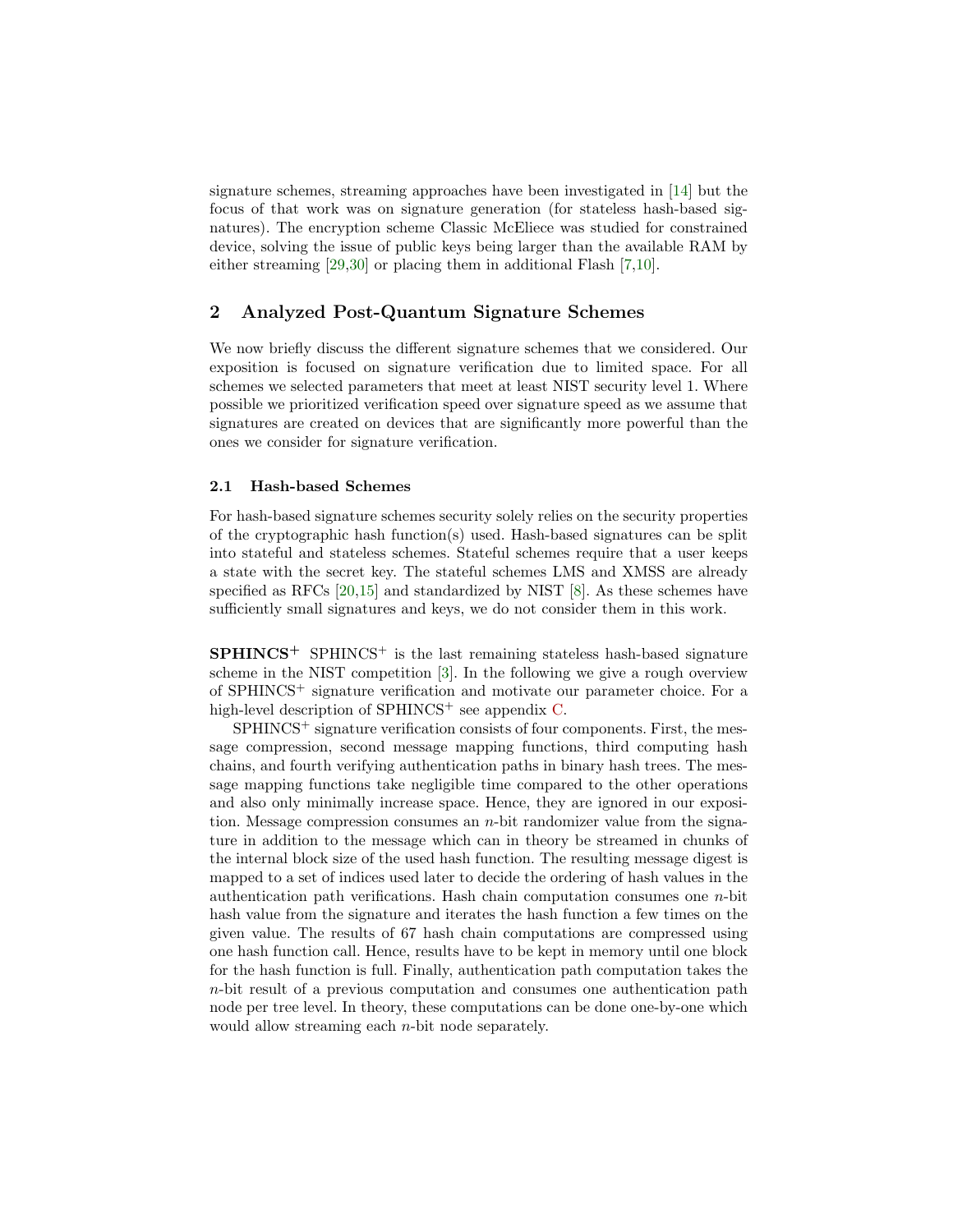signature schemes, streaming approaches have been investigated in [14] but the focus of that work was on signature generation (for stateless hash-based signatures). The encryption scheme Classic McEliece was studied for constrained device, solving the issue of public keys being larger than the available RAM by either streaming [29,30] or placing them in additional Flash [7,10].

## 2 Analyzed Post-Quantum Signature Schemes

We now briefly discuss the different signature schemes that we considered. Our exposition is focused on signature verification due to limited space. For all schemes we selected parameters that meet at least NIST security level 1. Where possible we prioritized verification speed over signature speed as we assume that signatures are created on devices that are significantly more powerful than the ones we consider for signature verification.

### 2.1 Hash-based Schemes

For hash-based signature schemes security solely relies on the security properties of the cryptographic hash function(s) used. Hash-based signatures can be split into stateful and stateless schemes. Stateful schemes require that a user keeps a state with the secret key. The stateful schemes LMS and XMSS are already specified as RFCs [20,15] and standardized by NIST [8]. As these schemes have sufficiently small signatures and keys, we do not consider them in this work.

**SPHINCS$^+$** SPHINCS$^+$ is the last remaining stateless hash-based signature scheme in the NIST competition [3]. In the following we give a rough overview of SPHINCS$^+$ signature verification and motivate our parameter choice. For a high-level description of SPHINCS$^+$ see appendix C.

SPHINCS$^+$ signature verification consists of four components. First, the message compression, second message mapping functions, third computing hash chains, and fourth verifying authentication paths in binary hash trees. The message mapping functions take negligible time compared to the other operations and also only minimally increase space. Hence, they are ignored in our exposition. Message compression consumes an $n$-bit randomizer value from the signature in addition to the message which can in theory be streamed in chunks of the internal block size of the used hash function. The resulting message digest is mapped to a set of indices used later to decide the ordering of hash values in the authentication path verifications. Hash chain computation consumes one $n$-bit hash value from the signature and iterates the hash function a few times on the given value. The results of 67 hash chain computations are compressed using one hash function call. Hence, results have to be kept in memory until one block for the hash function is full. Finally, authentication path computation takes the $n$-bit result of a previous computation and consumes one authentication path node per tree level. In theory, these computations can be done one-by-one which would allow streaming each $n$-bit node separately.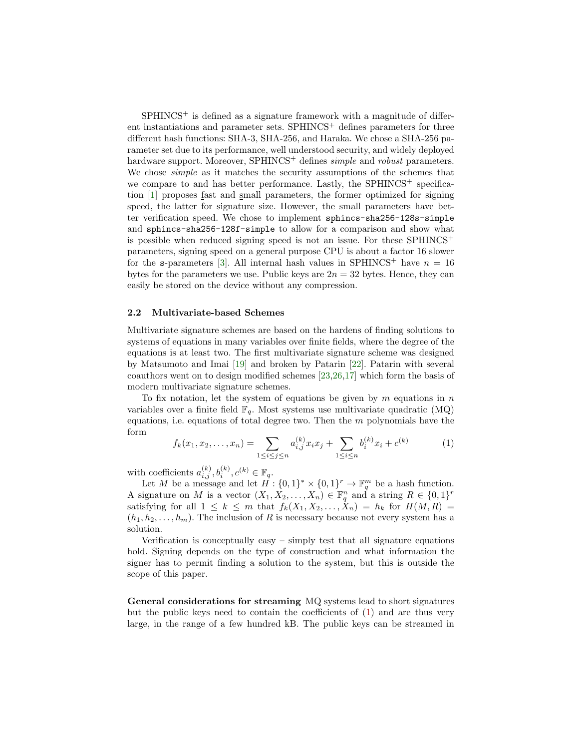SPHINCS$^+$ is defined as a signature framework with a magnitude of different instantiations and parameter sets. SPHINCS$^+$ defines parameters for three different hash functions: SHA-3, SHA-256, and Haraka. We chose a SHA-256 parameter set due to its performance, well understood security, and widely deployed hardware support. Moreover, SPHINCS$^+$ defines *simple* and *robust* parameters. We chose *simple* as it matches the security assumptions of the schemes that we compare to and has better performance. Lastly, the SPHINCS$^+$ specification [1] proposes fast and small parameters, the former optimized for signing speed, the latter for signature size. However, the small parameters have better verification speed. We chose to implement `sphincs-sha256-128s-simple` and `sphincs-sha256-128f-simple` to allow for a comparison and show what is possible when reduced signing speed is not an issue. For these SPHINCS$^+$ parameters, signing speed on a general purpose CPU is about a factor 16 slower for the `s`-parameters [3]. All internal hash values in SPHINCS$^+$ have $n = 16$ bytes for the parameters we use. Public keys are $2n = 32$ bytes. Hence, they can easily be stored on the device without any compression.

### 2.2 Multivariate-based Schemes

Multivariate signature schemes are based on the hardens of finding solutions to systems of equations in many variables over finite fields, where the degree of the equations is at least two. The first multivariate signature scheme was designed by Matsumoto and Imai [19] and broken by Patarin [22]. Patarin with several coauthors went on to design modified schemes [23,26,17] which form the basis of modern multivariate signature schemes.

To fix notation, let the system of equations be given by $m$ equations in $n$ variables over a finite field $\mathbb{F}_q$. Most systems use multivariate quadratic (MQ) equations, i.e. equations of total degree two. Then the $m$ polynomials have the form

$$f_k(x_1, x_2, \ldots, x_n) = \sum_{1 \leq i \leq j \leq n} a_{i,j}^{(k)} x_i x_j + \sum_{1 \leq i \leq n} b_i^{(k)} x_i + c^{(k)} \tag{1}$$

with coefficients $a_{i,j}^{(k)}, b_i^{(k)}, c^{(k)} \in \mathbb{F}_q$.

Let $M$ be a message and let $H : \{0,1\}^* \times \{0,1\}^r \to \mathbb{F}_q^m$ be a hash function. A signature on $M$ is a vector $(X_1, X_2, \ldots, X_n) \in \mathbb{F}_q^n$ and a string $R \in \{0,1\}^r$ satisfying for all $1 \leq k \leq m$ that $f_k(X_1, X_2, \ldots, X_n) = h_k$ for $H(M, R) = (h_1, h_2, \ldots, h_m)$. The inclusion of $R$ is necessary because not every system has a solution.

Verification is conceptually easy – simply test that all signature equations hold. Signing depends on the type of construction and what information the signer has to permit finding a solution to the system, but this is outside the scope of this paper.

**General considerations for streaming** MQ systems lead to short signatures but the public keys need to contain the coefficients of (1) and are thus very large, in the range of a few hundred kB. The public keys can be streamed in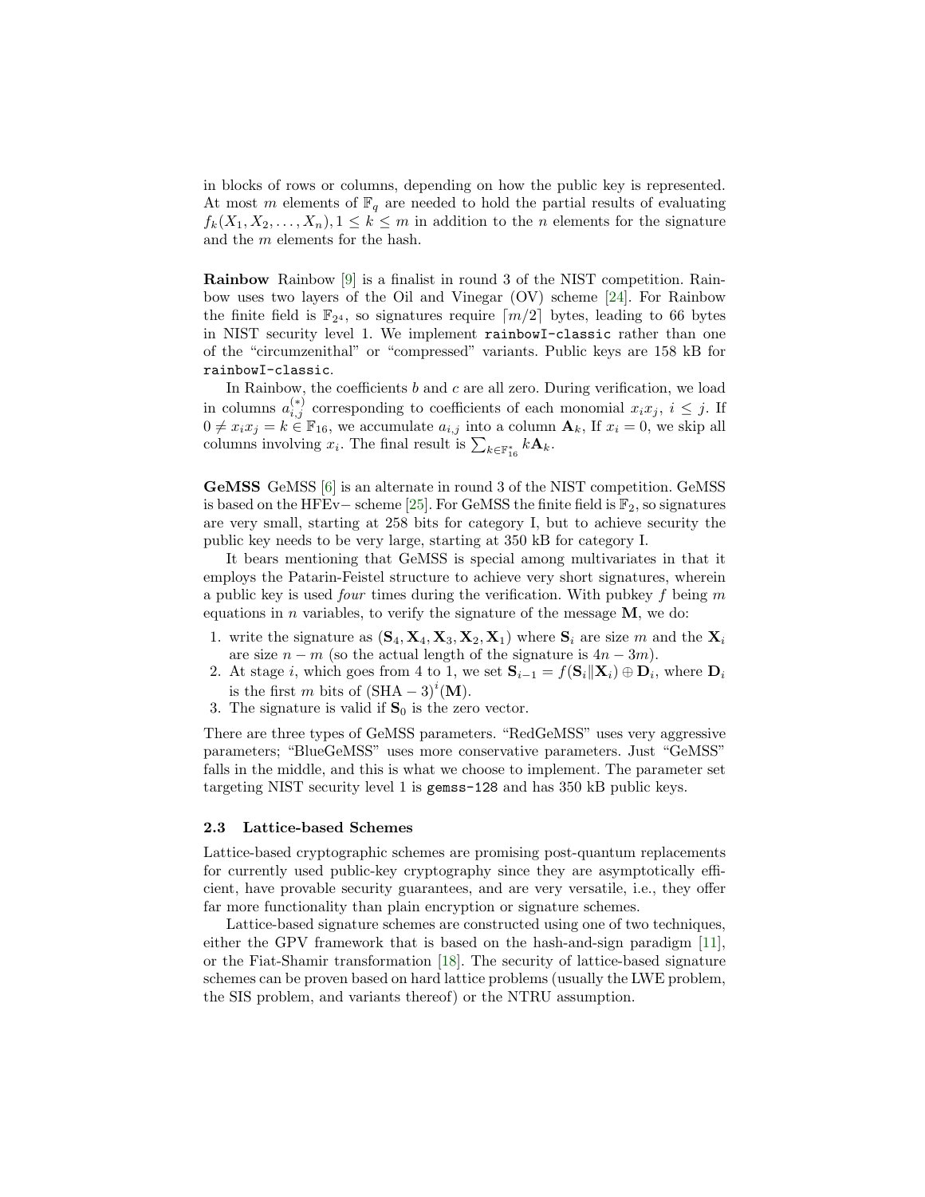in blocks of rows or columns, depending on how the public key is represented. At most $m$ elements of $\mathbb{F}_q$ are needed to hold the partial results of evaluating $f_k(X_1, X_2, \ldots, X_n), 1 \leq k \leq m$ in addition to the $n$ elements for the signature and the $m$ elements for the hash.

**Rainbow** Rainbow [9] is a finalist in round 3 of the NIST competition. Rainbow uses two layers of the Oil and Vinegar (OV) scheme [24]. For Rainbow the finite field is $\mathbb{F}_{2^4}$, so signatures require $\lceil m/2 \rceil$ bytes, leading to 66 bytes in NIST security level 1. We implement `rainbowI-classic` rather than one of the "circumzenithal" or "compressed" variants. Public keys are 158 kB for `rainbowI-classic`.

In Rainbow, the coefficients $b$ and $c$ are all zero. During verification, we load in columns $a_{i,j}^{(*)}$ corresponding to coefficients of each monomial $x_i x_j$, $i \leq j$. If $0 \neq x_i x_j = k \in \mathbb{F}_{16}$, we accumulate $a_{i,j}$ into a column $\mathbf{A}_k$, If $x_i = 0$, we skip all columns involving $x_i$. The final result is $\sum_{k \in \mathbb{F}_{16}^*} k \mathbf{A}_k$.

**GeMSS** GeMSS [6] is an alternate in round 3 of the NIST competition. GeMSS is based on the HFEv− scheme [25]. For GeMSS the finite field is $\mathbb{F}_2$, so signatures are very small, starting at 258 bits for category I, but to achieve security the public key needs to be very large, starting at 350 kB for category I.

It bears mentioning that GeMSS is special among multivariates in that it employs the Patarin-Feistel structure to achieve very short signatures, wherein a public key is used *four* times during the verification. With pubkey $f$ being $m$ equations in $n$ variables, to verify the signature of the message $\mathbf{M}$, we do:

1. write the signature as $(\mathbf{S}_4, \mathbf{X}_4, \mathbf{X}_3, \mathbf{X}_2, \mathbf{X}_1)$ where $\mathbf{S}_i$ are size $m$ and the $\mathbf{X}_i$ are size $n - m$ (so the actual length of the signature is $4n - 3m$).
2. At stage $i$, which goes from 4 to 1, we set $\mathbf{S}_{i-1} = f(\mathbf{S}_i \| \mathbf{X}_i) \oplus \mathbf{D}_i$, where $\mathbf{D}_i$ is the first $m$ bits of $(\mathrm{SHA}-3)^i(\mathbf{M})$.
3. The signature is valid if $\mathbf{S}_0$ is the zero vector.

There are three types of GeMSS parameters. "RedGeMSS" uses very aggressive parameters; "BlueGeMSS" uses more conservative parameters. Just "GeMSS" falls in the middle, and this is what we choose to implement. The parameter set targeting NIST security level 1 is `gemss-128` and has 350 kB public keys.

### 2.3 Lattice-based Schemes

Lattice-based cryptographic schemes are promising post-quantum replacements for currently used public-key cryptography since they are asymptotically efficient, have provable security guarantees, and are very versatile, i.e., they offer far more functionality than plain encryption or signature schemes.

Lattice-based signature schemes are constructed using one of two techniques, either the GPV framework that is based on the hash-and-sign paradigm [11], or the Fiat-Shamir transformation [18]. The security of lattice-based signature schemes can be proven based on hard lattice problems (usually the LWE problem, the SIS problem, and variants thereof) or the NTRU assumption.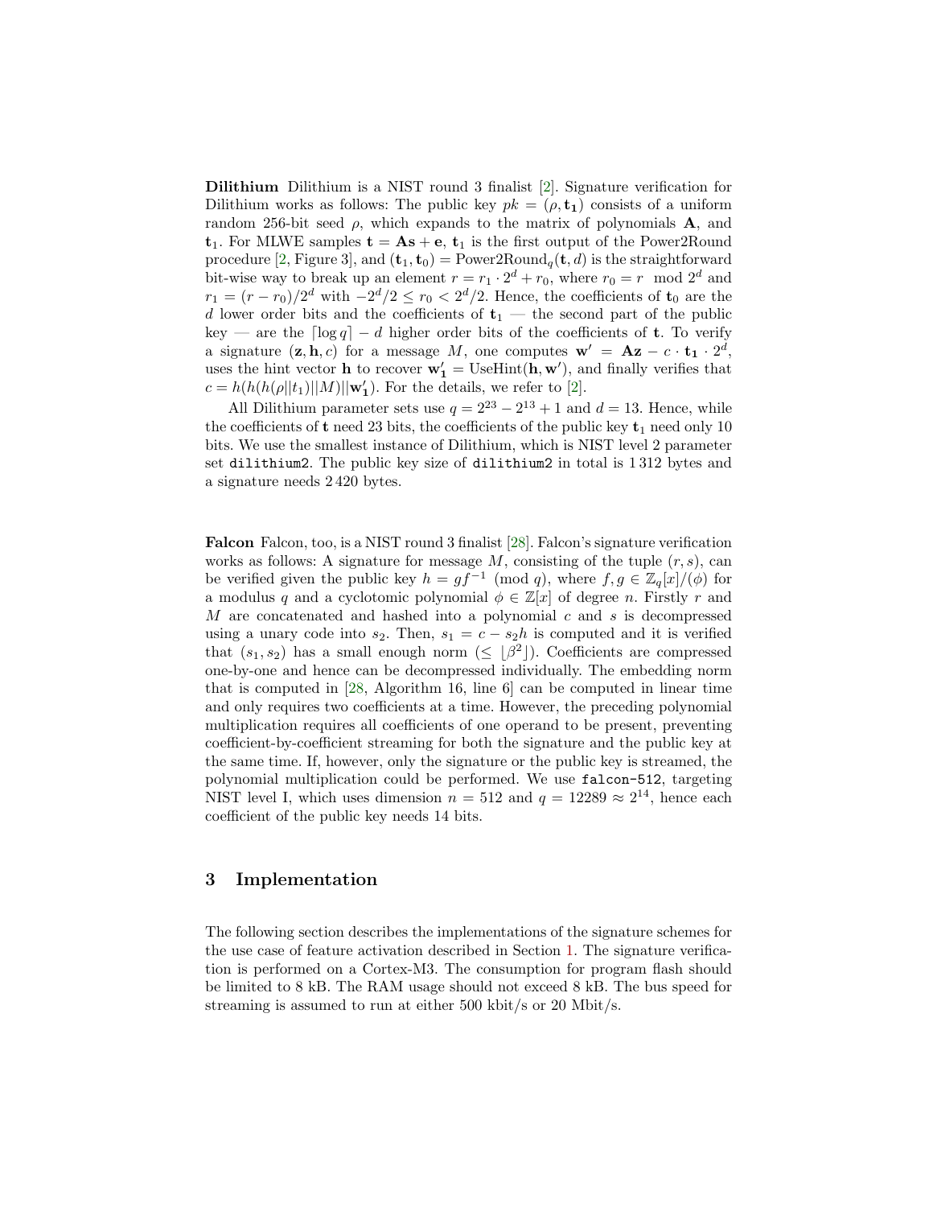**Dilithium** Dilithium is a NIST round 3 finalist [2]. Signature verification for Dilithium works as follows: The public key $pk = (\rho, \mathbf{t_1})$ consists of a uniform random 256-bit seed $\rho$, which expands to the matrix of polynomials $\mathbf{A}$, and $\mathbf{t}_1$. For MLWE samples $\mathbf{t} = \mathbf{As} + \mathbf{e}$, $\mathbf{t}_1$ is the first output of the Power2Round procedure [2, Figure 3], and $(\mathbf{t}_1, \mathbf{t}_0) = \text{Power2Round}_q(\mathbf{t}, d)$ is the straightforward bit-wise way to break up an element $r = r_1 \cdot 2^d + r_0$, where $r_0 = r \mod 2^d$ and $r_1 = (r - r_0)/2^d$ with $-2^d/2 \leq r_0 < 2^d/2$. Hence, the coefficients of $\mathbf{t}_0$ are the $d$ lower order bits and the coefficients of $\mathbf{t}_1$ — the second part of the public key — are the $\lceil \log q \rceil - d$ higher order bits of the coefficients of $\mathbf{t}$. To verify a signature $(\mathbf{z}, \mathbf{h}, c)$ for a message $M$, one computes $\mathbf{w}' = \mathbf{Az} - c \cdot \mathbf{t_1} \cdot 2^d$, uses the hint vector $\mathbf{h}$ to recover $\mathbf{w_1'} = \text{UseHint}(\mathbf{h}, \mathbf{w}')$, and finally verifies that $c = h(h(h(\rho||t_1)||M)||\mathbf{w_1'})$. For the details, we refer to [2].

All Dilithium parameter sets use $q = 2^{23} - 2^{13} + 1$ and $d = 13$. Hence, while the coefficients of $\mathbf{t}$ need 23 bits, the coefficients of the public key $\mathbf{t}_1$ need only 10 bits. We use the smallest instance of Dilithium, which is NIST level 2 parameter set `dilithium2`. The public key size of `dilithium2` in total is 1 312 bytes and a signature needs 2 420 bytes.

**Falcon** Falcon, too, is a NIST round 3 finalist [28]. Falcon's signature verification works as follows: A signature for message $M$, consisting of the tuple $(r, s)$, can be verified given the public key $h = gf^{-1} \pmod{q}$, where $f, g \in \mathbb{Z}_q[x]/(\phi)$ for a modulus $q$ and a cyclotomic polynomial $\phi \in \mathbb{Z}[x]$ of degree $n$. Firstly $r$ and $M$ are concatenated and hashed into a polynomial $c$ and $s$ is decompressed using a unary code into $s_2$. Then, $s_1 = c - s_2 h$ is computed and it is verified that $(s_1, s_2)$ has a small enough norm ($\leq \lfloor \beta^2 \rfloor$). Coefficients are compressed one-by-one and hence can be decompressed individually. The embedding norm that is computed in [28, Algorithm 16, line 6] can be computed in linear time and only requires two coefficients at a time. However, the preceding polynomial multiplication requires all coefficients of one operand to be present, preventing coefficient-by-coefficient streaming for both the signature and the public key at the same time. If, however, only the signature or the public key is streamed, the polynomial multiplication could be performed. We use `falcon-512`, targeting NIST level I, which uses dimension $n = 512$ and $q = 12289 \approx 2^{14}$, hence each coefficient of the public key needs 14 bits.

## 3 Implementation

The following section describes the implementations of the signature schemes for the use case of feature activation described in Section 1. The signature verification is performed on a Cortex-M3. The consumption for program flash should be limited to 8 kB. The RAM usage should not exceed 8 kB. The bus speed for streaming is assumed to run at either 500 kbit/s or 20 Mbit/s.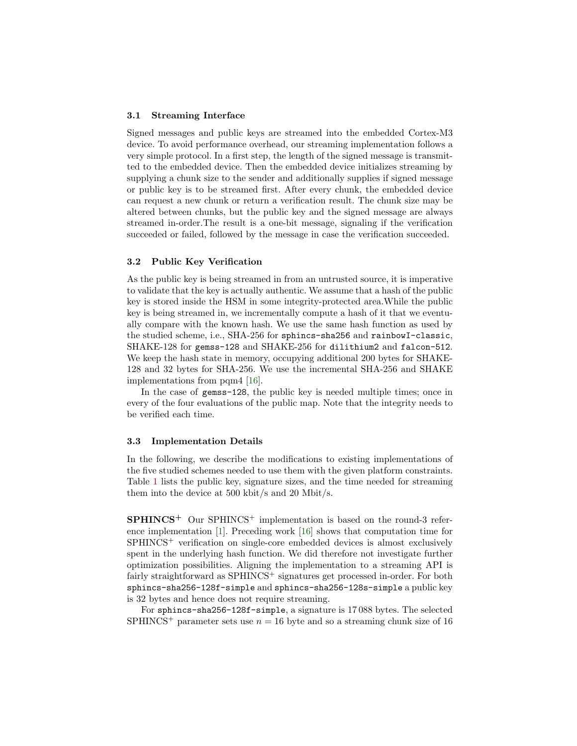### 3.1 Streaming Interface

Signed messages and public keys are streamed into the embedded Cortex-M3 device. To avoid performance overhead, our streaming implementation follows a very simple protocol. In a first step, the length of the signed message is transmitted to the embedded device. Then the embedded device initializes streaming by supplying a chunk size to the sender and additionally supplies if signed message or public key is to be streamed first. After every chunk, the embedded device can request a new chunk or return a verification result. The chunk size may be altered between chunks, but the public key and the signed message are always streamed in-order.The result is a one-bit message, signaling if the verification succeeded or failed, followed by the message in case the verification succeeded.

### 3.2 Public Key Verification

As the public key is being streamed in from an untrusted source, it is imperative to validate that the key is actually authentic. We assume that a hash of the public key is stored inside the HSM in some integrity-protected area.While the public key is being streamed in, we incrementally compute a hash of it that we eventually compare with the known hash. We use the same hash function as used by the studied scheme, i.e., SHA-256 for `sphincs-sha256` and `rainbowI-classic`, SHAKE-128 for `gemss-128` and SHAKE-256 for `dilithium2` and `falcon-512`. We keep the hash state in memory, occupying additional 200 bytes for SHAKE-128 and 32 bytes for SHA-256. We use the incremental SHA-256 and SHAKE implementations from pqm4 [16].

In the case of `gemss-128`, the public key is needed multiple times; once in every of the four evaluations of the public map. Note that the integrity needs to be verified each time.

### 3.3 Implementation Details

In the following, we describe the modifications to existing implementations of the five studied schemes needed to use them with the given platform constraints. Table 1 lists the public key, signature sizes, and the time needed for streaming them into the device at 500 kbit/s and 20 Mbit/s.

**SPHINCS$^+$** Our SPHINCS$^+$ implementation is based on the round-3 reference implementation [1]. Preceding work [16] shows that computation time for SPHINCS$^+$ verification on single-core embedded devices is almost exclusively spent in the underlying hash function. We did therefore not investigate further optimization possibilities. Aligning the implementation to a streaming API is fairly straightforward as SPHINCS$^+$ signatures get processed in-order. For both `sphincs-sha256-128f-simple` and `sphincs-sha256-128s-simple` a public key is 32 bytes and hence does not require streaming.

For `sphincs-sha256-128f-simple`, a signature is 17 088 bytes. The selected SPHINCS$^+$ parameter sets use $n = 16$ byte and so a streaming chunk size of 16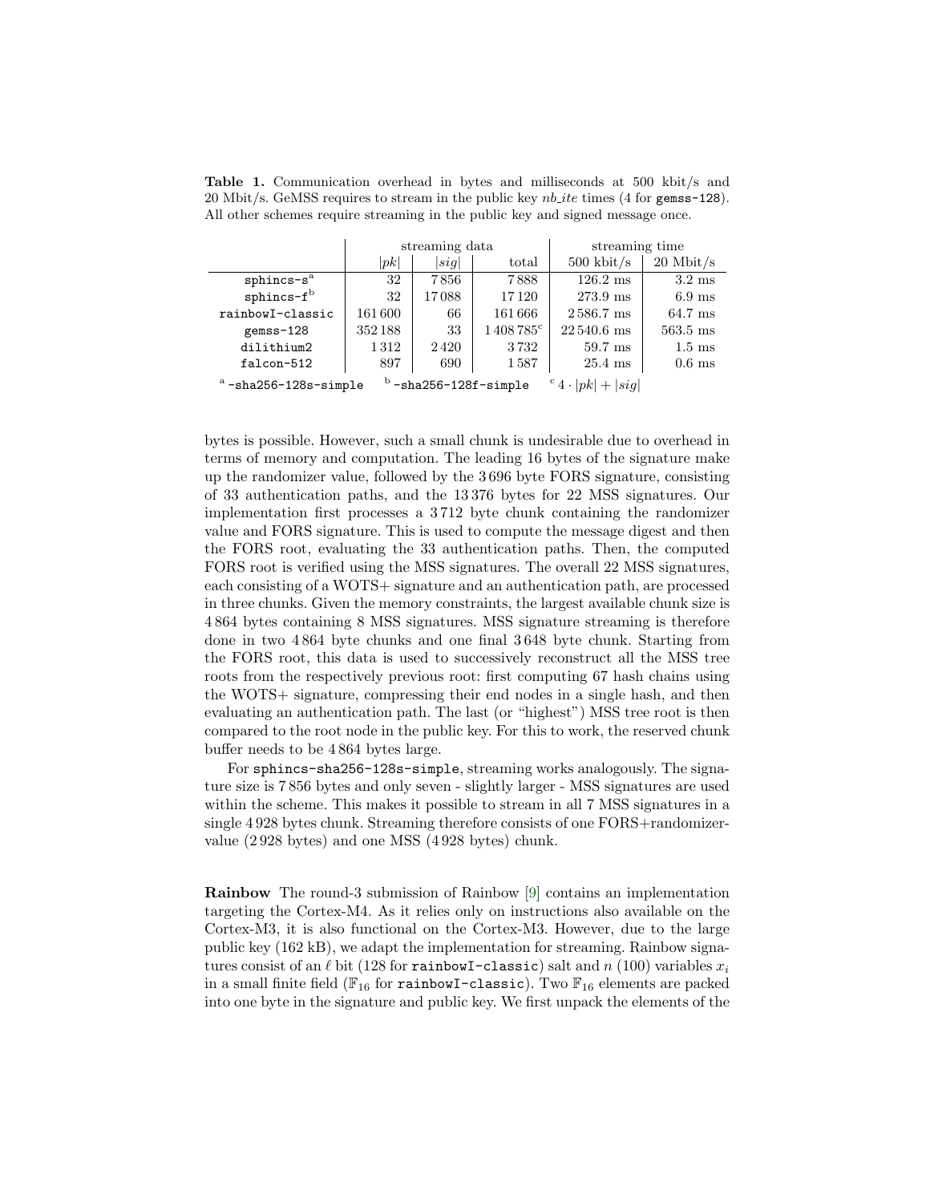**Table 1.** Communication overhead in bytes and milliseconds at 500 kbit/s and 20 Mbit/s. GeMSS requires to stream in the public key *nb_ite* times (4 for `gemss-128`). All other schemes require streaming in the public key and signed message once.

| | streaming data | | | streaming time | |
|---|---|---|---|---|---|
| | $\|pk\|$ | $\|sig\|$ | total | 500 kbit/s | 20 Mbit/s |
| `sphincs-s`[a] | 32 | 7856 | 7888 | 126.2 ms | 3.2 ms |
| `sphincs-f`[b] | 32 | 17088 | 17120 | 273.9 ms | 6.9 ms |
| `rainbowI-classic` | 161600 | 66 | 161666 | 2586.7 ms | 64.7 ms |
| `gemss-128` | 352188 | 33 | 1408785[c] | 22540.6 ms | 563.5 ms |
| `dilithium2` | 1312 | 2420 | 3732 | 59.7 ms | 1.5 ms |
| `falcon-512` | 897 | 690 | 1587 | 25.4 ms | 0.6 ms |

[a] `-sha256-128s-simple` [b] `-sha256-128f-simple` [c] $4 \cdot |pk| + |sig|$

bytes is possible. However, such a small chunk is undesirable due to overhead in terms of memory and computation. The leading 16 bytes of the signature make up the randomizer value, followed by the 3 696 byte FORS signature, consisting of 33 authentication paths, and the 13 376 bytes for 22 MSS signatures. Our implementation first processes a 3 712 byte chunk containing the randomizer value and FORS signature. This is used to compute the message digest and then the FORS root, evaluating the 33 authentication paths. Then, the computed FORS root is verified using the MSS signatures. The overall 22 MSS signatures, each consisting of a WOTS+ signature and an authentication path, are processed in three chunks. Given the memory constraints, the largest available chunk size is 4 864 bytes containing 8 MSS signatures. MSS signature streaming is therefore done in two 4 864 byte chunks and one final 3 648 byte chunk. Starting from the FORS root, this data is used to successively reconstruct all the MSS tree roots from the respectively previous root: first computing 67 hash chains using the WOTS+ signature, compressing their end nodes in a single hash, and then evaluating an authentication path. The last (or "highest") MSS tree root is then compared to the root node in the public key. For this to work, the reserved chunk buffer needs to be 4 864 bytes large.

For `sphincs-sha256-128s-simple`, streaming works analogously. The signature size is 7 856 bytes and only seven - slightly larger - MSS signatures are used within the scheme. This makes it possible to stream in all 7 MSS signatures in a single 4 928 bytes chunk. Streaming therefore consists of one FORS+randomizer-value (2 928 bytes) and one MSS (4 928 bytes) chunk.

**Rainbow** The round-3 submission of Rainbow [9] contains an implementation targeting the Cortex-M4. As it relies only on instructions also available on the Cortex-M3, it is also functional on the Cortex-M3. However, due to the large public key (162 kB), we adapt the implementation for streaming. Rainbow signatures consist of an $\ell$ bit (128 for `rainbowI-classic`) salt and $n$ (100) variables $x_i$ in a small finite field ($\mathbb{F}_{16}$ for `rainbowI-classic`). Two $\mathbb{F}_{16}$ elements are packed into one byte in the signature and public key. We first unpack the elements of the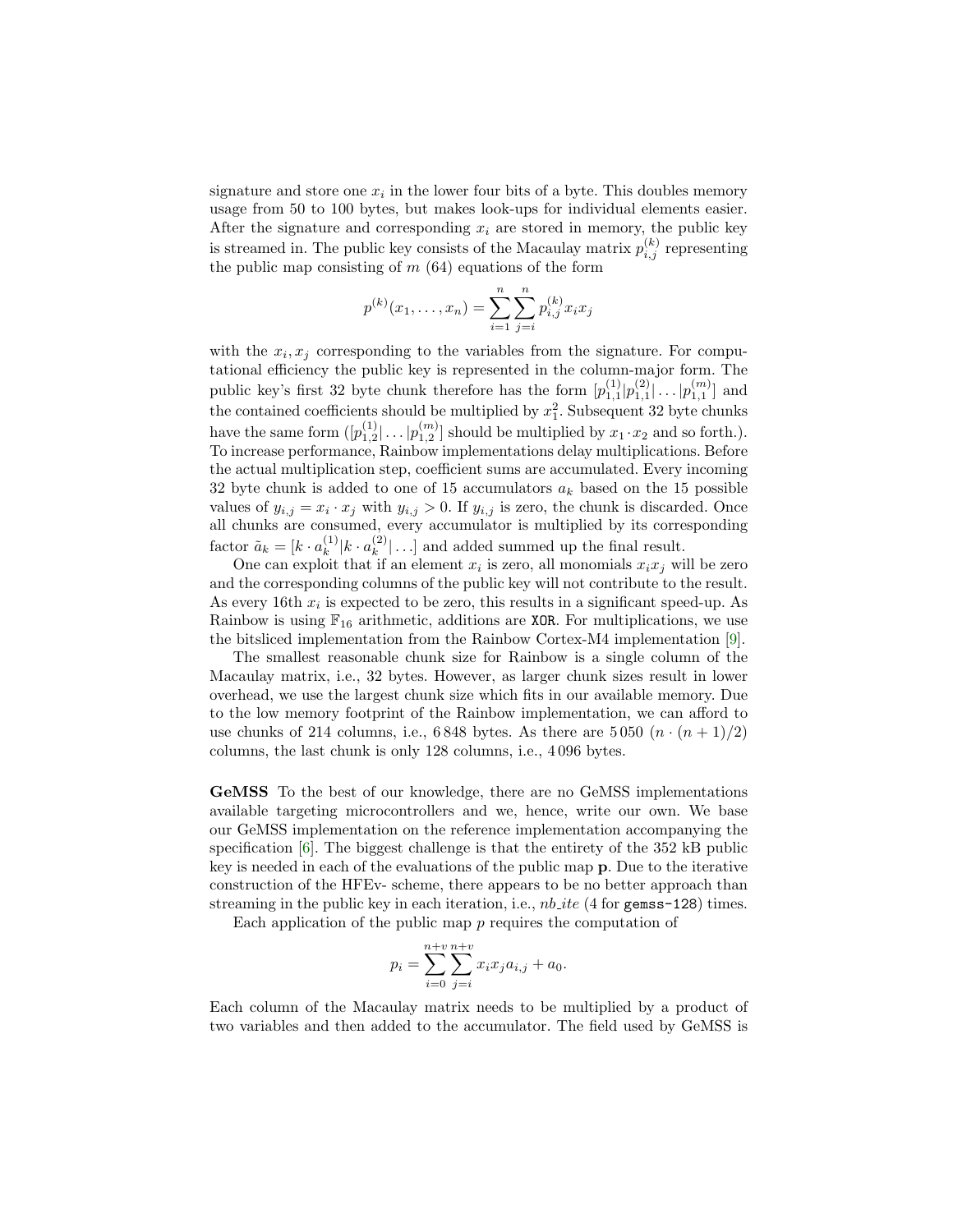signature and store one $x_i$ in the lower four bits of a byte. This doubles memory usage from 50 to 100 bytes, but makes look-ups for individual elements easier. After the signature and corresponding $x_i$ are stored in memory, the public key is streamed in. The public key consists of the Macaulay matrix $p_{i,j}^{(k)}$ representing the public map consisting of $m$ (64) equations of the form

$$p^{(k)}(x_1, \dots, x_n) = \sum_{i=1}^{n} \sum_{j=i}^{n} p_{i,j}^{(k)} x_i x_j$$

with the $x_i, x_j$ corresponding to the variables from the signature. For computational efficiency the public key is represented in the column-major form. The public key's first 32 byte chunk therefore has the form $[p_{1,1}^{(1)}|p_{1,1}^{(2)}|\dots|p_{1,1}^{(m)}]$ and the contained coefficients should be multiplied by $x_1^2$. Subsequent 32 byte chunks have the same form ($[p_{1,2}^{(1)}|\dots|p_{1,2}^{(m)}]$ should be multiplied by $x_1 \cdot x_2$ and so forth.). To increase performance, Rainbow implementations delay multiplications. Before the actual multiplication step, coefficient sums are accumulated. Every incoming 32 byte chunk is added to one of 15 accumulators $a_k$ based on the 15 possible values of $y_{i,j} = x_i \cdot x_j$ with $y_{i,j} > 0$. If $y_{i,j}$ is zero, the chunk is discarded. Once all chunks are consumed, every accumulator is multiplied by its corresponding factor $\tilde{a}_k = [k \cdot a_k^{(1)}|k \cdot a_k^{(2)}|\dots]$ and added summed up the final result.

One can exploit that if an element $x_i$ is zero, all monomials $x_i x_j$ will be zero and the corresponding columns of the public key will not contribute to the result. As every 16th $x_i$ is expected to be zero, this results in a significant speed-up. As Rainbow is using $\mathbb{F}_{16}$ arithmetic, additions are `XOR`. For multiplications, we use the bitsliced implementation from the Rainbow Cortex-M4 implementation [9].

The smallest reasonable chunk size for Rainbow is a single column of the Macaulay matrix, i.e., 32 bytes. However, as larger chunk sizes result in lower overhead, we use the largest chunk size which fits in our available memory. Due to the low memory footprint of the Rainbow implementation, we can afford to use chunks of 214 columns, i.e., 6 848 bytes. As there are 5 050 ($n \cdot (n+1)/2$) columns, the last chunk is only 128 columns, i.e., 4 096 bytes.

**GeMSS** To the best of our knowledge, there are no GeMSS implementations available targeting microcontrollers and we, hence, write our own. We base our GeMSS implementation on the reference implementation accompanying the specification [6]. The biggest challenge is that the entirety of the 352 kB public key is needed in each of the evaluations of the public map **p**. Due to the iterative construction of the HFEv- scheme, there appears to be no better approach than streaming in the public key in each iteration, i.e., *nb_ite* (4 for `gemss-128`) times.

Each application of the public map $p$ requires the computation of

$$p_i = \sum_{i=0}^{n+v} \sum_{j=i}^{n+v} x_i x_j a_{i,j} + a_0.$$

Each column of the Macaulay matrix needs to be multiplied by a product of two variables and then added to the accumulator. The field used by GeMSS is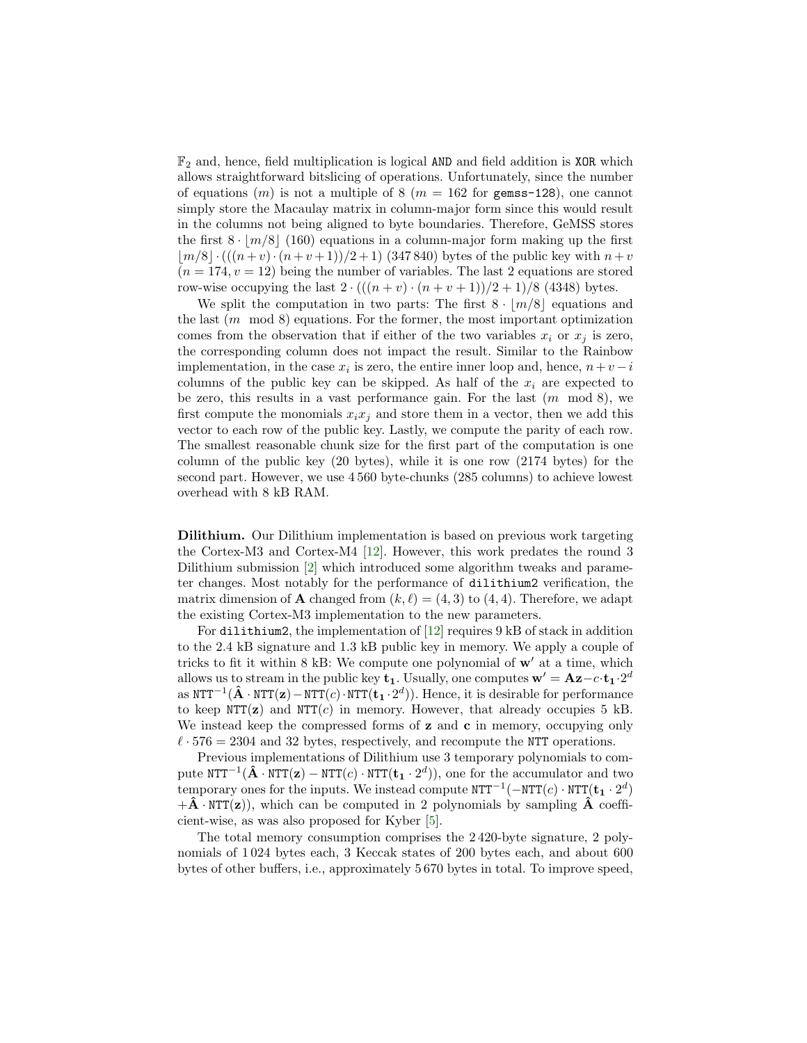$\mathbb{F}_2$ and, hence, field multiplication is logical `AND` and field addition is `XOR` which allows straightforward bitslicing of operations. Unfortunately, since the number of equations ($m$) is not a multiple of 8 ($m = 162$ for `gemss-128`), one cannot simply store the Macaulay matrix in column-major form since this would result in the columns not being aligned to byte boundaries. Therefore, GeMSS stores the first $8 \cdot \lfloor m/8 \rfloor$ (160) equations in a column-major form making up the first $\lfloor m/8 \rfloor \cdot (((n+v) \cdot (n+v+1))/2+1)$ (347 840) bytes of the public key with $n+v$ ($n = 174$, $v = 12$) being the number of variables. The last 2 equations are stored row-wise occupying the last $2 \cdot (((n+v) \cdot (n+v+1))/2+1)/8$ (4348) bytes.

We split the computation in two parts: The first $8 \cdot \lfloor m/8 \rfloor$ equations and the last ($m \mod 8$) equations. For the former, the most important optimization comes from the observation that if either of the two variables $x_i$ or $x_j$ is zero, the corresponding column does not impact the result. Similar to the Rainbow implementation, in the case $x_i$ is zero, the entire inner loop and, hence, $n+v-i$ columns of the public key can be skipped. As half of the $x_i$ are expected to be zero, this results in a vast performance gain. For the last ($m \mod 8$), we first compute the monomials $x_i x_j$ and store them in a vector, then we add this vector to each row of the public key. Lastly, we compute the parity of each row. The smallest reasonable chunk size for the first part of the computation is one column of the public key (20 bytes), while it is one row (2174 bytes) for the second part. However, we use 4 560 byte-chunks (285 columns) to achieve lowest overhead with 8 kB RAM.

**Dilithium.** Our Dilithium implementation is based on previous work targeting the Cortex-M3 and Cortex-M4 [12]. However, this work predates the round 3 Dilithium submission [2] which introduced some algorithm tweaks and parameter changes. Most notably for the performance of `dilithium2` verification, the matrix dimension of $\mathbf{A}$ changed from $(k, \ell) = (4, 3)$ to $(4, 4)$. Therefore, we adapt the existing Cortex-M3 implementation to the new parameters.

For `dilithium2`, the implementation of [12] requires 9 kB of stack in addition to the 2.4 kB signature and 1.3 kB public key in memory. We apply a couple of tricks to fit it within 8 kB: We compute one polynomial of $\mathbf{w}'$ at a time, which allows us to stream in the public key $\mathbf{t_1}$. Usually, one computes $\mathbf{w}' = \mathbf{Az} - c \cdot \mathbf{t_1} \cdot 2^d$ as $\texttt{NTT}^{-1}(\hat{\mathbf{A}} \cdot \texttt{NTT}(\mathbf{z}) - \texttt{NTT}(c) \cdot \texttt{NTT}(\mathbf{t_1} \cdot 2^d))$. Hence, it is desirable for performance to keep $\texttt{NTT}(\mathbf{z})$ and $\texttt{NTT}(c)$ in memory. However, that already occupies 5 kB. We instead keep the compressed forms of $\mathbf{z}$ and $\mathbf{c}$ in memory, occupying only $\ell \cdot 576 = 2304$ and 32 bytes, respectively, and recompute the `NTT` operations.

Previous implementations of Dilithium use 3 temporary polynomials to compute $\texttt{NTT}^{-1}(\hat{\mathbf{A}} \cdot \texttt{NTT}(\mathbf{z}) - \texttt{NTT}(c) \cdot \texttt{NTT}(\mathbf{t_1} \cdot 2^d))$, one for the accumulator and two temporary ones for the inputs. We instead compute $\texttt{NTT}^{-1}(-\texttt{NTT}(c) \cdot \texttt{NTT}(\mathbf{t_1} \cdot 2^d) + \hat{\mathbf{A}} \cdot \texttt{NTT}(\mathbf{z}))$, which can be computed in 2 polynomials by sampling $\hat{\mathbf{A}}$ coefficient-wise, as was also proposed for Kyber [5].

The total memory consumption comprises the 2 420-byte signature, 2 polynomials of 1 024 bytes each, 3 Keccak states of 200 bytes each, and about 600 bytes of other buffers, i.e., approximately 5 670 bytes in total. To improve speed,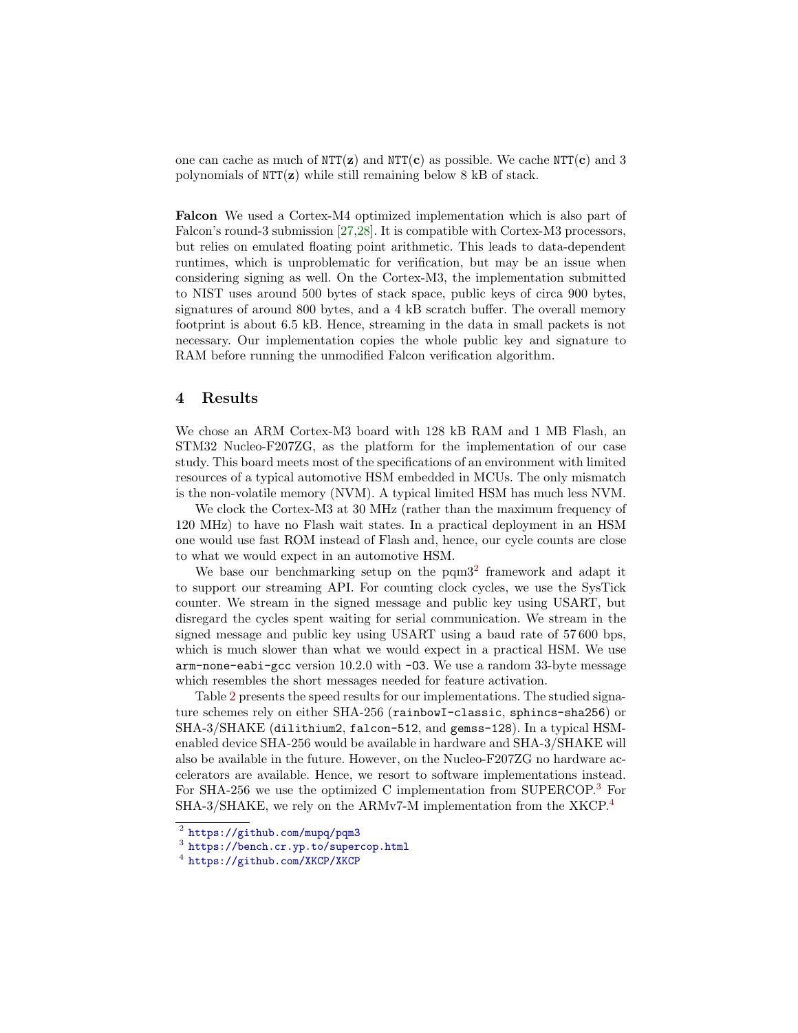one can cache as much of `NTT`($\mathbf{z}$) and `NTT`($\mathbf{c}$) as possible. We cache `NTT`($\mathbf{c}$) and 3 polynomials of `NTT`($\mathbf{z}$) while still remaining below 8 kB of stack.

**Falcon** We used a Cortex-M4 optimized implementation which is also part of Falcon's round-3 submission [27,28]. It is compatible with Cortex-M3 processors, but relies on emulated floating point arithmetic. This leads to data-dependent runtimes, which is unproblematic for verification, but may be an issue when considering signing as well. On the Cortex-M3, the implementation submitted to NIST uses around 500 bytes of stack space, public keys of circa 900 bytes, signatures of around 800 bytes, and a 4 kB scratch buffer. The overall memory footprint is about 6.5 kB. Hence, streaming in the data in small packets is not necessary. Our implementation copies the whole public key and signature to RAM before running the unmodified Falcon verification algorithm.

## 4 Results

We chose an ARM Cortex-M3 board with 128 kB RAM and 1 MB Flash, an STM32 Nucleo-F207ZG, as the platform for the implementation of our case study. This board meets most of the specifications of an environment with limited resources of a typical automotive HSM embedded in MCUs. The only mismatch is the non-volatile memory (NVM). A typical limited HSM has much less NVM.

We clock the Cortex-M3 at 30 MHz (rather than the maximum frequency of 120 MHz) to have no Flash wait states. In a practical deployment in an HSM one would use fast ROM instead of Flash and, hence, our cycle counts are close to what we would expect in an automotive HSM.

We base our benchmarking setup on the pqm3[2] framework and adapt it to support our streaming API. For counting clock cycles, we use the SysTick counter. We stream in the signed message and public key using USART, but disregard the cycles spent waiting for serial communication. We stream in the signed message and public key using USART using a baud rate of 57 600 bps, which is much slower than what we would expect in a practical HSM. We use `arm-none-eabi-gcc` version 10.2.0 with `-O3`. We use a random 33-byte message which resembles the short messages needed for feature activation.

Table 2 presents the speed results for our implementations. The studied signature schemes rely on either SHA-256 (`rainbowI-classic`, `sphincs-sha256`) or SHA-3/SHAKE (`dilithium2`, `falcon-512`, and `gemss-128`). In a typical HSM-enabled device SHA-256 would be available in hardware and SHA-3/SHAKE will also be available in the future. However, on the Nucleo-F207ZG no hardware accelerators are available. Hence, we resort to software implementations instead. For SHA-256 we use the optimized C implementation from SUPERCOP.[3] For SHA-3/SHAKE, we rely on the ARMv7-M implementation from the XKCP.[4]

---

[2] https://github.com/mupq/pqm3

[3] https://bench.cr.yp.to/supercop.html

[4] https://github.com/XKCP/XKCP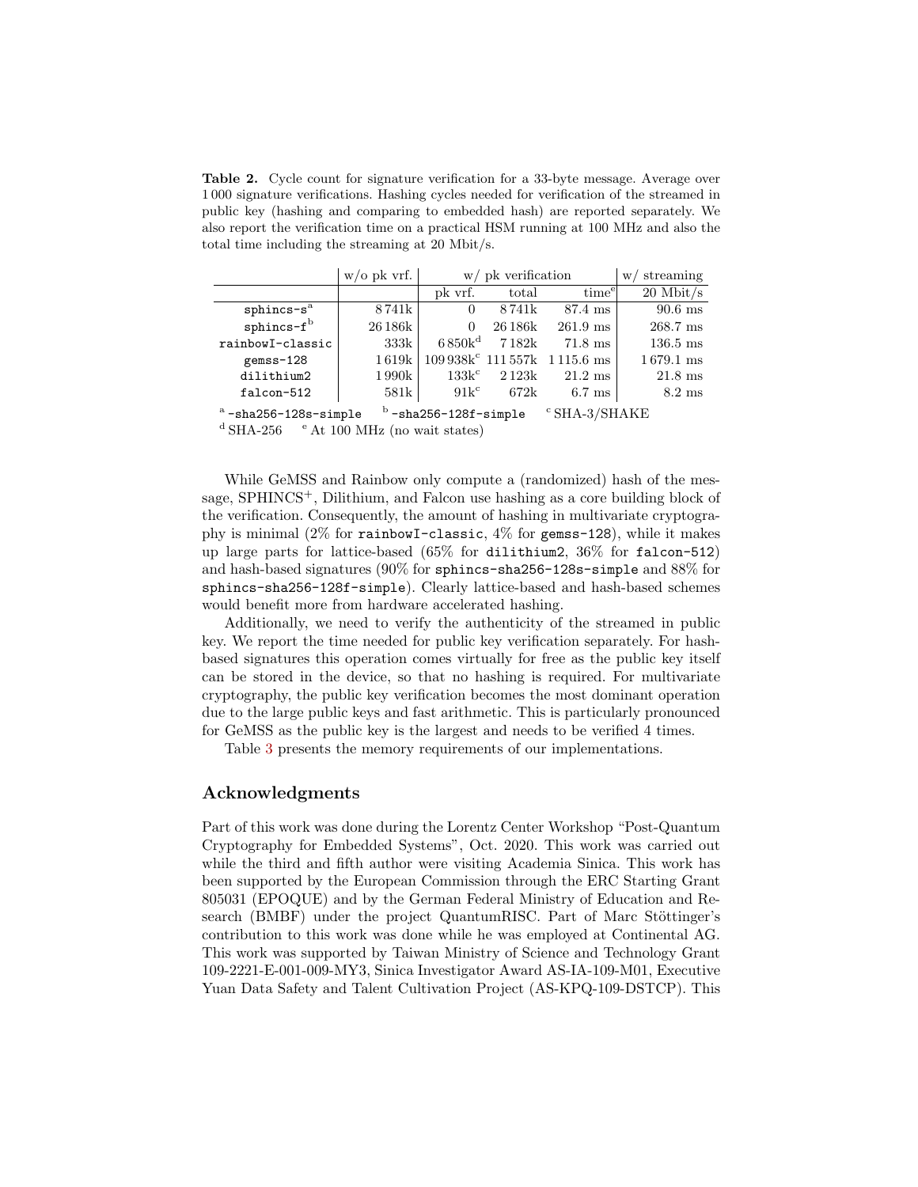**Table 2.** Cycle count for signature verification for a 33-byte message. Average over 1 000 signature verifications. Hashing cycles needed for verification of the streamed in public key (hashing and comparing to embedded hash) are reported separately. We also report the verification time on a practical HSM running at 100 MHz and also the total time including the streaming at 20 Mbit/s.

| | w/o pk vrf. | w/ pk verification | | | w/ streaming |
|---|---|---|---|---|---|
| | | pk vrf. | total | time[e] | 20 Mbit/s |
| `sphincs-s`[a] | 8 741k | 0 | 8 741k | 87.4 ms | 90.6 ms |
| `sphincs-f`[b] | 26 186k | 0 | 26 186k | 261.9 ms | 268.7 ms |
| `rainbowI-classic` | 333k | 6 850k[d] | 7 182k | 71.8 ms | 136.5 ms |
| `gemss-128` | 1 619k | 109 938k[c] | 111 557k | 1 115.6 ms | 1 679.1 ms |
| `dilithium2` | 1 990k | 133k[c] | 2 123k | 21.2 ms | 21.8 ms |
| `falcon-512` | 581k | 91k[c] | 672k | 6.7 ms | 8.2 ms |

[a] `-sha256-128s-simple` [b] `-sha256-128f-simple` [c] SHA-3/SHAKE
[d] SHA-256 [e] At 100 MHz (no wait states)

While GeMSS and Rainbow only compute a (randomized) hash of the message, SPHINCS$^+$, Dilithium, and Falcon use hashing as a core building block of the verification. Consequently, the amount of hashing in multivariate cryptography is minimal (2% for `rainbowI-classic`, 4% for `gemss-128`), while it makes up large parts for lattice-based (65% for `dilithium2`, 36% for `falcon-512`) and hash-based signatures (90% for `sphincs-sha256-128s-simple` and 88% for `sphincs-sha256-128f-simple`). Clearly lattice-based and hash-based schemes would benefit more from hardware accelerated hashing.

Additionally, we need to verify the authenticity of the streamed in public key. We report the time needed for public key verification separately. For hash-based signatures this operation comes virtually for free as the public key itself can be stored in the device, so that no hashing is required. For multivariate cryptography, the public key verification becomes the most dominant operation due to the large public keys and fast arithmetic. This is particularly pronounced for GeMSS as the public key is the largest and needs to be verified 4 times.

Table 3 presents the memory requirements of our implementations.

## Acknowledgments

Part of this work was done during the Lorentz Center Workshop "Post-Quantum Cryptography for Embedded Systems", Oct. 2020. This work was carried out while the third and fifth author were visiting Academia Sinica. This work has been supported by the European Commission through the ERC Starting Grant 805031 (EPOQUE) and by the German Federal Ministry of Education and Research (BMBF) under the project QuantumRISC. Part of Marc Stöttinger's contribution to this work was done while he was employed at Continental AG. This work was supported by Taiwan Ministry of Science and Technology Grant 109-2221-E-001-009-MY3, Sinica Investigator Award AS-IA-109-M01, Executive Yuan Data Safety and Talent Cultivation Project (AS-KPQ-109-DSTCP). This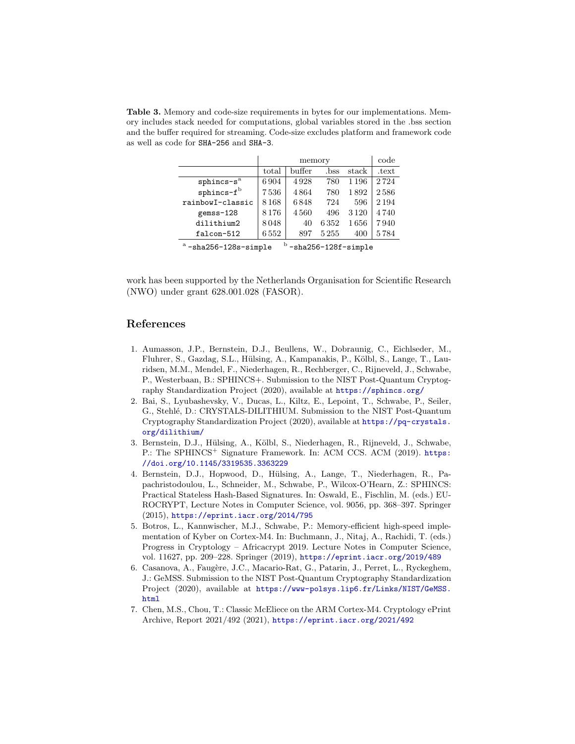**Table 3.** Memory and code-size requirements in bytes for our implementations. Memory includes stack needed for computations, global variables stored in the .bss section and the buffer required for streaming. Code-size excludes platform and framework code as well as code for `SHA-256` and `SHA-3`.

| | memory | | | | code |
|---|---|---|---|---|---|
| | total | buffer | .bss | stack | .text |
| `sphincs-s`[a] | 6 904 | 4 928 | 780 | 1 196 | 2 724 |
| `sphincs-f`[b] | 7 536 | 4 864 | 780 | 1 892 | 2 586 |
| `rainbowI-classic` | 8 168 | 6 848 | 724 | 596 | 2 194 |
| `gemss-128` | 8 176 | 4 560 | 496 | 3 120 | 4 740 |
| `dilithium2` | 8 048 | 40 | 6 352 | 1 656 | 7 940 |
| `falcon-512` | 6 552 | 897 | 5 255 | 400 | 5 784 |

[a] `-sha256-128s-simple` [b] `-sha256-128f-simple`

work has been supported by the Netherlands Organisation for Scientific Research (NWO) under grant 628.001.028 (FASOR).

## References

1. Aumasson, J.P., Bernstein, D.J., Beullens, W., Dobraunig, C., Eichlseder, M., Fluhrer, S., Gazdag, S.L., Hülsing, A., Kampanakis, P., Kölbl, S., Lange, T., Lauridsen, M.M., Mendel, F., Niederhagen, R., Rechberger, C., Rijneveld, J., Schwabe, P., Westerbaan, B.: SPHINCS+. Submission to the NIST Post-Quantum Cryptography Standardization Project (2020), available at https://sphincs.org/
2. Bai, S., Lyubashevsky, V., Ducas, L., Kiltz, E., Lepoint, T., Schwabe, P., Seiler, G., Stehlé, D.: CRYSTALS-DILITHIUM. Submission to the NIST Post-Quantum Cryptography Standardization Project (2020), available at https://pq-crystals.org/dilithium/
3. Bernstein, D.J., Hülsing, A., Kölbl, S., Niederhagen, R., Rijneveld, J., Schwabe, P.: The SPHINCS$^+$ Signature Framework. In: ACM CCS. ACM (2019). https://doi.org/10.1145/3319535.3363229
4. Bernstein, D.J., Hopwood, D., Hülsing, A., Lange, T., Niederhagen, R., Papachristodoulou, L., Schneider, M., Schwabe, P., Wilcox-O'Hearn, Z.: SPHINCS: Practical Stateless Hash-Based Signatures. In: Oswald, E., Fischlin, M. (eds.) EUROCRYPT, Lecture Notes in Computer Science, vol. 9056, pp. 368–397. Springer (2015), https://eprint.iacr.org/2014/795
5. Botros, L., Kannwischer, M.J., Schwabe, P.: Memory-efficient high-speed implementation of Kyber on Cortex-M4. In: Buchmann, J., Nitaj, A., Rachidi, T. (eds.) Progress in Cryptology – Africacrypt 2019. Lecture Notes in Computer Science, vol. 11627, pp. 209–228. Springer (2019), https://eprint.iacr.org/2019/489
6. Casanova, A., Faugère, J.C., Macario-Rat, G., Patarin, J., Perret, L., Ryckeghem, J.: GeMSS. Submission to the NIST Post-Quantum Cryptography Standardization Project (2020), available at https://www-polsys.lip6.fr/Links/NIST/GeMSS.html
7. Chen, M.S., Chou, T.: Classic McEliece on the ARM Cortex-M4. Cryptology ePrint Archive, Report 2021/492 (2021), https://eprint.iacr.org/2021/492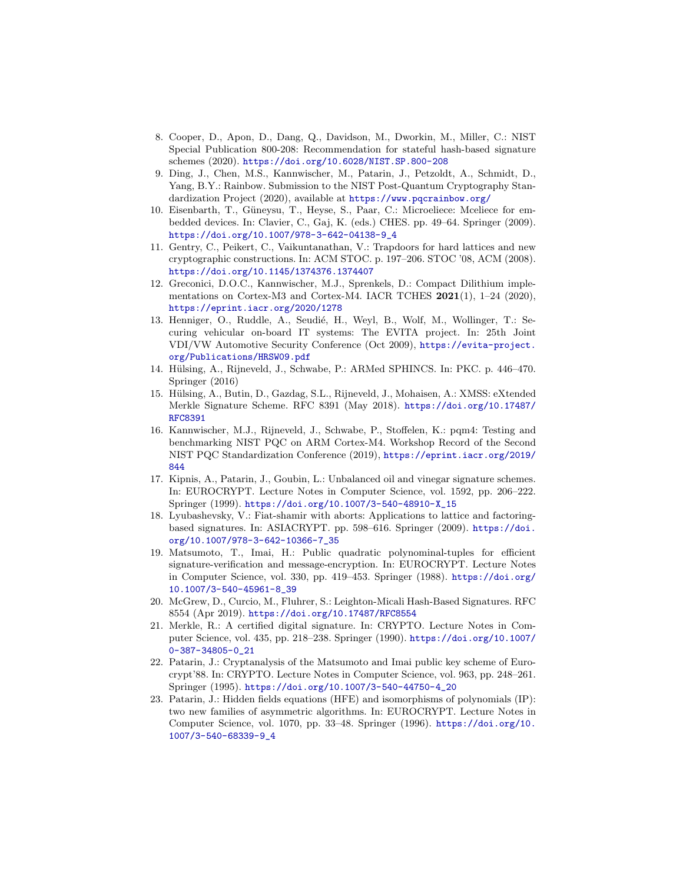8. Cooper, D., Apon, D., Dang, Q., Davidson, M., Dworkin, M., Miller, C.: NIST Special Publication 800-208: Recommendation for stateful hash-based signature schemes (2020). https://doi.org/10.6028/NIST.SP.800-208
9. Ding, J., Chen, M.S., Kannwischer, M., Patarin, J., Petzoldt, A., Schmidt, D., Yang, B.Y.: Rainbow. Submission to the NIST Post-Quantum Cryptography Standardization Project (2020), available at https://www.pqcrainbow.org/
10. Eisenbarth, T., Güneysu, T., Heyse, S., Paar, C.: Microeliece: Mceliece for embedded devices. In: Clavier, C., Gaj, K. (eds.) CHES. pp. 49–64. Springer (2009). https://doi.org/10.1007/978-3-642-04138-9_4
11. Gentry, C., Peikert, C., Vaikuntanathan, V.: Trapdoors for hard lattices and new cryptographic constructions. In: ACM STOC. p. 197–206. STOC '08, ACM (2008). https://doi.org/10.1145/1374376.1374407
12. Greconici, D.O.C., Kannwischer, M.J., Sprenkels, D.: Compact Dilithium implementations on Cortex-M3 and Cortex-M4. IACR TCHES **2021**(1), 1–24 (2020), https://eprint.iacr.org/2020/1278
13. Henniger, O., Ruddle, A., Seudié, H., Weyl, B., Wolf, M., Wollinger, T.: Securing vehicular on-board IT systems: The EVITA project. In: 25th Joint VDI/VW Automotive Security Conference (Oct 2009), https://evita-project.org/Publications/HRSW09.pdf
14. Hülsing, A., Rijneveld, J., Schwabe, P.: ARMed SPHINCS. In: PKC. p. 446–470. Springer (2016)
15. Hülsing, A., Butin, D., Gazdag, S.L., Rijneveld, J., Mohaisen, A.: XMSS: eXtended Merkle Signature Scheme. RFC 8391 (May 2018). https://doi.org/10.17487/RFC8391
16. Kannwischer, M.J., Rijneveld, J., Schwabe, P., Stoffelen, K.: pqm4: Testing and benchmarking NIST PQC on ARM Cortex-M4. Workshop Record of the Second NIST PQC Standardization Conference (2019), https://eprint.iacr.org/2019/844
17. Kipnis, A., Patarin, J., Goubin, L.: Unbalanced oil and vinegar signature schemes. In: EUROCRYPT. Lecture Notes in Computer Science, vol. 1592, pp. 206–222. Springer (1999). https://doi.org/10.1007/3-540-48910-X_15
18. Lyubashevsky, V.: Fiat-shamir with aborts: Applications to lattice and factoring-based signatures. In: ASIACRYPT. pp. 598–616. Springer (2009). https://doi.org/10.1007/978-3-642-10366-7_35
19. Matsumoto, T., Imai, H.: Public quadratic polynominal-tuples for efficient signature-verification and message-encryption. In: EUROCRYPT. Lecture Notes in Computer Science, vol. 330, pp. 419–453. Springer (1988). https://doi.org/10.1007/3-540-45961-8_39
20. McGrew, D., Curcio, M., Fluhrer, S.: Leighton-Micali Hash-Based Signatures. RFC 8554 (Apr 2019). https://doi.org/10.17487/RFC8554
21. Merkle, R.: A certified digital signature. In: CRYPTO. Lecture Notes in Computer Science, vol. 435, pp. 218–238. Springer (1990). https://doi.org/10.1007/0-387-34805-0_21
22. Patarin, J.: Cryptanalysis of the Matsumoto and Imai public key scheme of Eurocrypt'88. In: CRYPTO. Lecture Notes in Computer Science, vol. 963, pp. 248–261. Springer (1995). https://doi.org/10.1007/3-540-44750-4_20
23. Patarin, J.: Hidden fields equations (HFE) and isomorphisms of polynomials (IP): two new families of asymmetric algorithms. In: EUROCRYPT. Lecture Notes in Computer Science, vol. 1070, pp. 33–48. Springer (1996). https://doi.org/10.1007/3-540-68339-9_4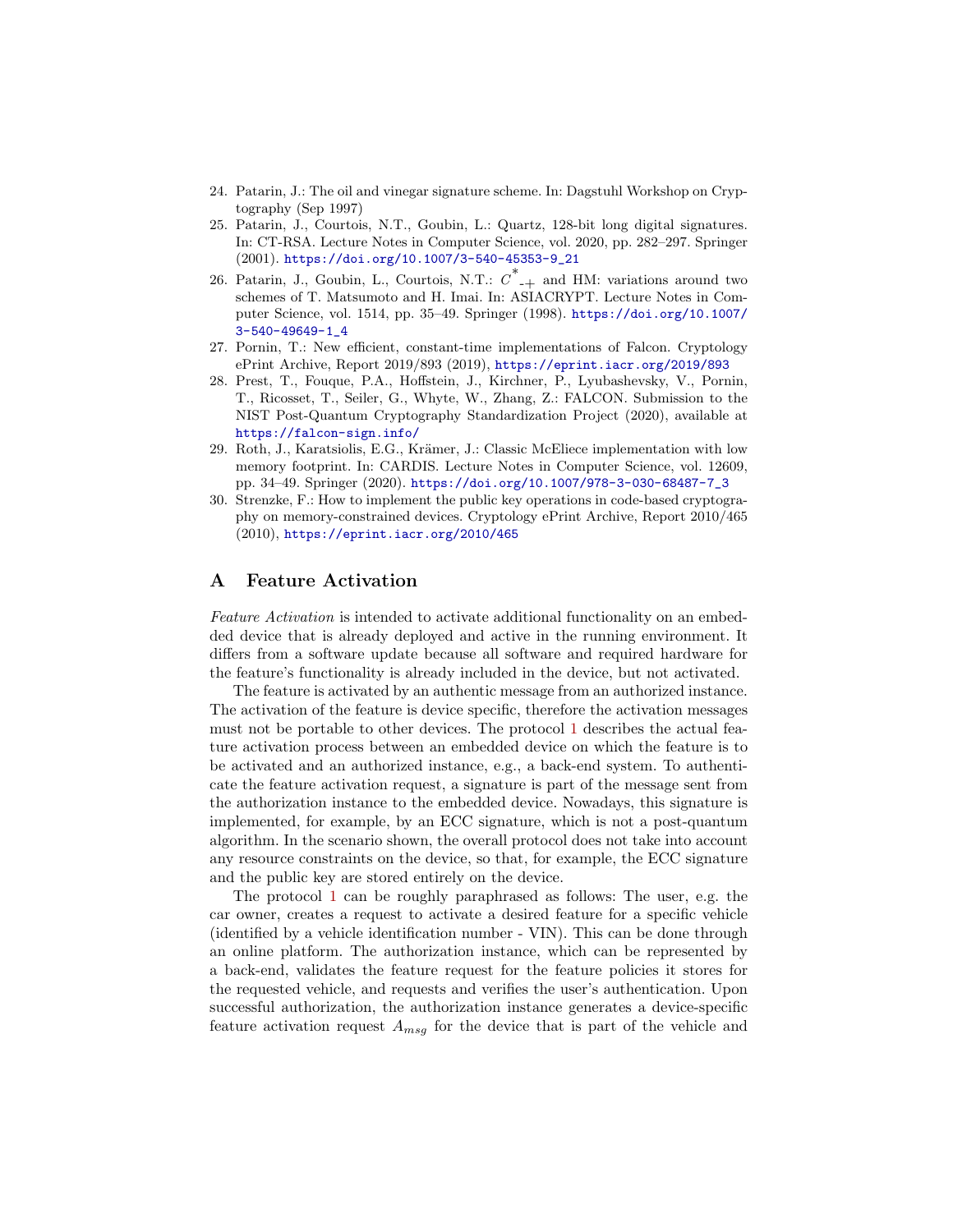24. Patarin, J.: The oil and vinegar signature scheme. In: Dagstuhl Workshop on Cryptography (Sep 1997)
25. Patarin, J., Courtois, N.T., Goubin, L.: Quartz, 128-bit long digital signatures. In: CT-RSA. Lecture Notes in Computer Science, vol. 2020, pp. 282–297. Springer (2001). https://doi.org/10.1007/3-540-45353-9_21
26. Patarin, J., Goubin, L., Courtois, N.T.: $C^{*}_{-+}$ and HM: variations around two schemes of T. Matsumoto and H. Imai. In: ASIACRYPT. Lecture Notes in Computer Science, vol. 1514, pp. 35–49. Springer (1998). https://doi.org/10.1007/3-540-49649-1_4
27. Pornin, T.: New efficient, constant-time implementations of Falcon. Cryptology ePrint Archive, Report 2019/893 (2019), https://eprint.iacr.org/2019/893
28. Prest, T., Fouque, P.A., Hoffstein, J., Kirchner, P., Lyubashevsky, V., Pornin, T., Ricosset, T., Seiler, G., Whyte, W., Zhang, Z.: FALCON. Submission to the NIST Post-Quantum Cryptography Standardization Project (2020), available at https://falcon-sign.info/
29. Roth, J., Karatsiolis, E.G., Krämer, J.: Classic McEliece implementation with low memory footprint. In: CARDIS. Lecture Notes in Computer Science, vol. 12609, pp. 34–49. Springer (2020). https://doi.org/10.1007/978-3-030-68487-7_3
30. Strenzke, F.: How to implement the public key operations in code-based cryptography on memory-constrained devices. Cryptology ePrint Archive, Report 2010/465 (2010), https://eprint.iacr.org/2010/465

## A Feature Activation

*Feature Activation* is intended to activate additional functionality on an embedded device that is already deployed and active in the running environment. It differs from a software update because all software and required hardware for the feature's functionality is already included in the device, but not activated.

The feature is activated by an authentic message from an authorized instance. The activation of the feature is device specific, therefore the activation messages must not be portable to other devices. The protocol 1 describes the actual feature activation process between an embedded device on which the feature is to be activated and an authorized instance, e.g., a back-end system. To authenticate the feature activation request, a signature is part of the message sent from the authorization instance to the embedded device. Nowadays, this signature is implemented, for example, by an ECC signature, which is not a post-quantum algorithm. In the scenario shown, the overall protocol does not take into account any resource constraints on the device, so that, for example, the ECC signature and the public key are stored entirely on the device.

The protocol 1 can be roughly paraphrased as follows: The user, e.g. the car owner, creates a request to activate a desired feature for a specific vehicle (identified by a vehicle identification number - VIN). This can be done through an online platform. The authorization instance, which can be represented by a back-end, validates the feature request for the feature policies it stores for the requested vehicle, and requests and verifies the user's authentication. Upon successful authorization, the authorization instance generates a device-specific feature activation request $A_{msg}$ for the device that is part of the vehicle and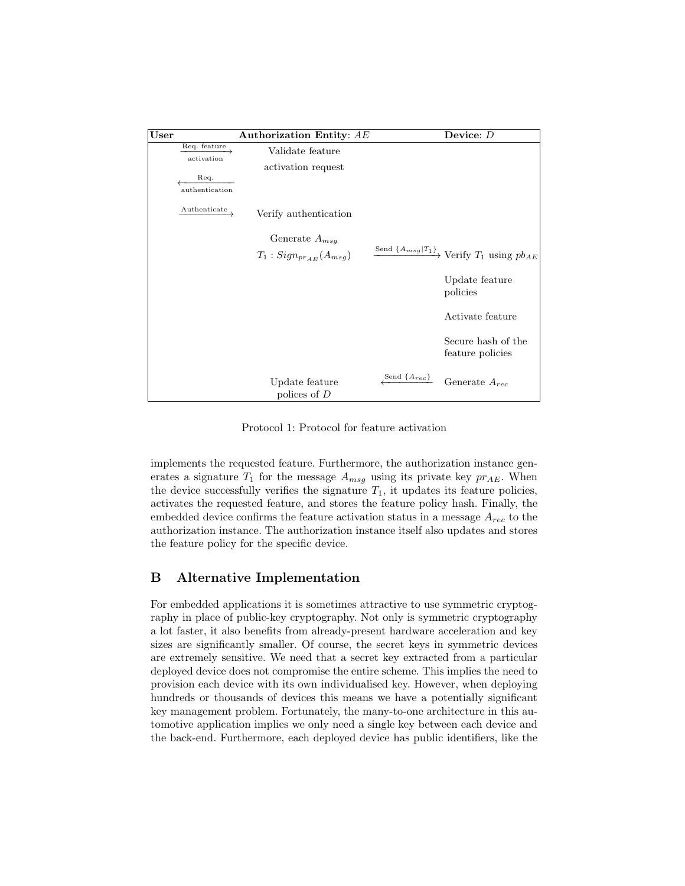| User | | Authorization Entity: $AE$ | | Device: $D$ |
|---|---|---|---|---|
| | $\xrightarrow{\text{Req. feature activation}}$ | Validate feature activation request | | |
| | $\xleftarrow{\text{Req. authentication}}$ | | | |
| | $\xrightarrow{\text{Authenticate}}$ | Verify authentication | | |
| | | Generate $A_{msg}$ | | |
| | | $T_1 : Sign_{pr_{AE}}(A_{msg})$ | $\xrightarrow{\text{Send } \{A_{msg} \mid T_1\}}$ | Verify $T_1$ using $pb_{AE}$ |
| | | | | Update feature policies |
| | | | | Activate feature |
| | | | | Secure hash of the feature policies |
| | | Update feature polices of $D$ | $\xleftarrow{\text{Send } \{A_{rec}\}}$ | Generate $A_{rec}$ |

Protocol 1: Protocol for feature activation

implements the requested feature. Furthermore, the authorization instance generates a signature $T_1$ for the message $A_{msg}$ using its private key $pr_{AE}$. When the device successfully verifies the signature $T_1$, it updates its feature policies, activates the requested feature, and stores the feature policy hash. Finally, the embedded device confirms the feature activation status in a message $A_{rec}$ to the authorization instance. The authorization instance itself also updates and stores the feature policy for the specific device.

## B Alternative Implementation

For embedded applications it is sometimes attractive to use symmetric cryptography in place of public-key cryptography. Not only is symmetric cryptography a lot faster, it also benefits from already-present hardware acceleration and key sizes are significantly smaller. Of course, the secret keys in symmetric devices are extremely sensitive. We need that a secret key extracted from a particular deployed device does not compromise the entire scheme. This implies the need to provision each device with its own individualised key. However, when deploying hundreds or thousands of devices this means we have a potentially significant key management problem. Fortunately, the many-to-one architecture in this automotive application implies we only need a single key between each device and the back-end. Furthermore, each deployed device has public identifiers, like the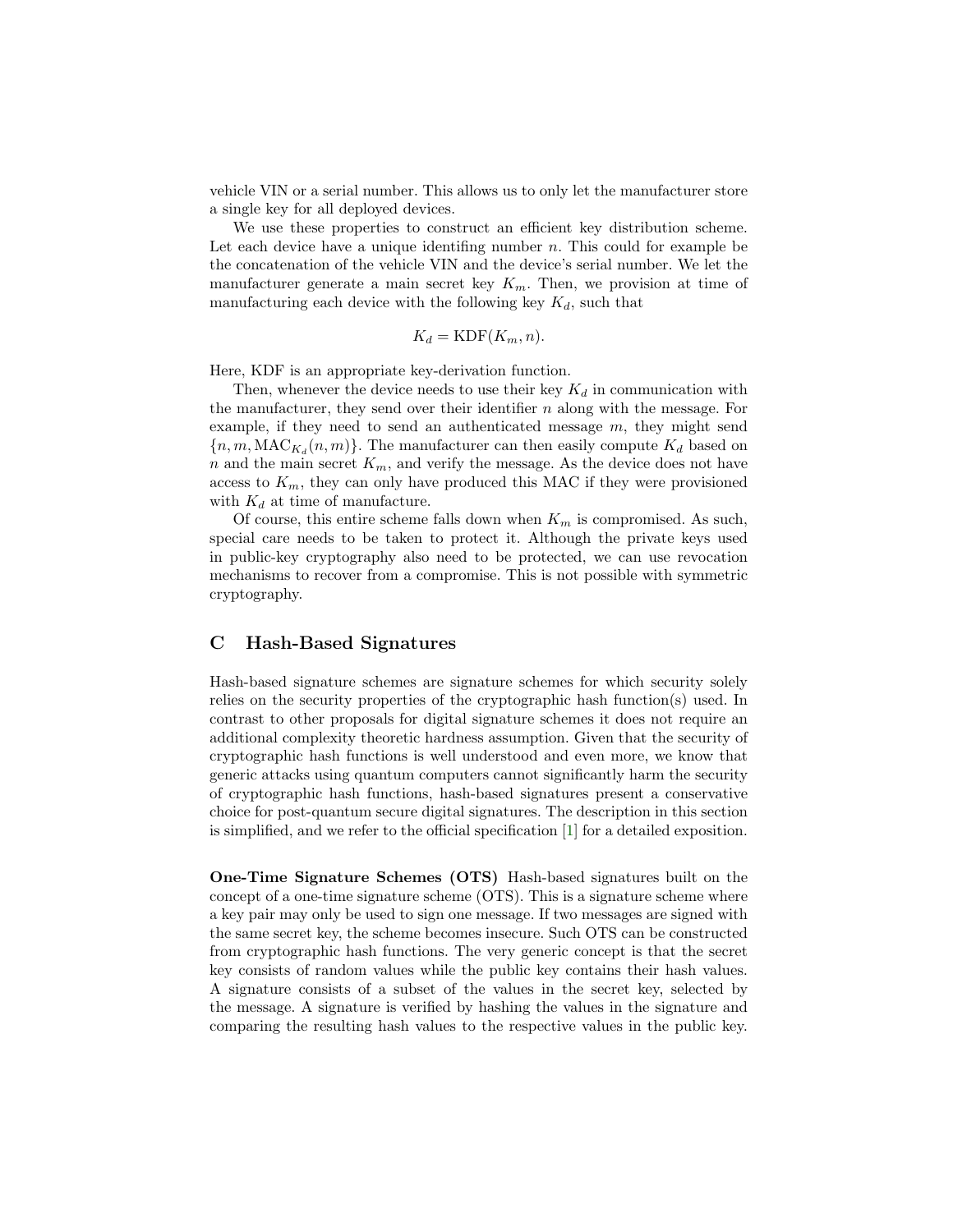vehicle VIN or a serial number. This allows us to only let the manufacturer store a single key for all deployed devices.

We use these properties to construct an efficient key distribution scheme. Let each device have a unique identifing number $n$. This could for example be the concatenation of the vehicle VIN and the device's serial number. We let the manufacturer generate a main secret key $K_m$. Then, we provision at time of manufacturing each device with the following key $K_d$, such that

$$K_d = \mathrm{KDF}(K_m, n).$$

Here, KDF is an appropriate key-derivation function.

Then, whenever the device needs to use their key $K_d$ in communication with the manufacturer, they send over their identifier $n$ along with the message. For example, if they need to send an authenticated message $m$, they might send $\{n, m, \mathrm{MAC}_{K_d}(n, m)\}$. The manufacturer can then easily compute $K_d$ based on $n$ and the main secret $K_m$, and verify the message. As the device does not have access to $K_m$, they can only have produced this MAC if they were provisioned with $K_d$ at time of manufacture.

Of course, this entire scheme falls down when $K_m$ is compromised. As such, special care needs to be taken to protect it. Although the private keys used in public-key cryptography also need to be protected, we can use revocation mechanisms to recover from a compromise. This is not possible with symmetric cryptography.

## C Hash-Based Signatures

Hash-based signature schemes are signature schemes for which security solely relies on the security properties of the cryptographic hash function(s) used. In contrast to other proposals for digital signature schemes it does not require an additional complexity theoretic hardness assumption. Given that the security of cryptographic hash functions is well understood and even more, we know that generic attacks using quantum computers cannot significantly harm the security of cryptographic hash functions, hash-based signatures present a conservative choice for post-quantum secure digital signatures. The description in this section is simplified, and we refer to the official specification [1] for a detailed exposition.

**One-Time Signature Schemes (OTS)** Hash-based signatures built on the concept of a one-time signature scheme (OTS). This is a signature scheme where a key pair may only be used to sign one message. If two messages are signed with the same secret key, the scheme becomes insecure. Such OTS can be constructed from cryptographic hash functions. The very generic concept is that the secret key consists of random values while the public key contains their hash values. A signature consists of a subset of the values in the secret key, selected by the message. A signature is verified by hashing the values in the signature and comparing the resulting hash values to the respective values in the public key.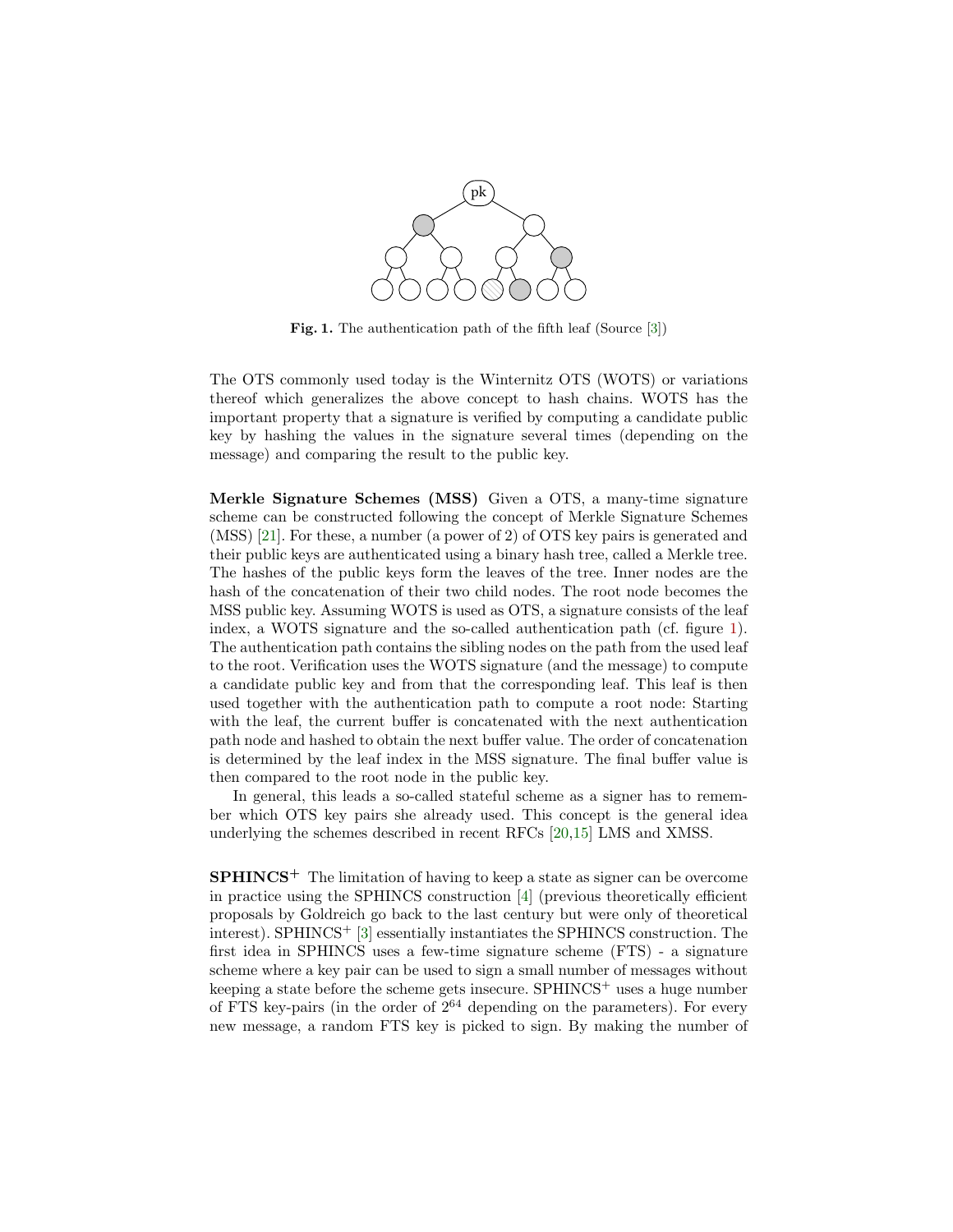**Fig. 1.** The authentication path of the fifth leaf (Source [3])

The OTS commonly used today is the Winternitz OTS (WOTS) or variations thereof which generalizes the above concept to hash chains. WOTS has the important property that a signature is verified by computing a candidate public key by hashing the values in the signature several times (depending on the message) and comparing the result to the public key.

**Merkle Signature Schemes (MSS)** Given a OTS, a many-time signature scheme can be constructed following the concept of Merkle Signature Schemes (MSS) [21]. For these, a number (a power of 2) of OTS key pairs is generated and their public keys are authenticated using a binary hash tree, called a Merkle tree. The hashes of the public keys form the leaves of the tree. Inner nodes are the hash of the concatenation of their two child nodes. The root node becomes the MSS public key. Assuming WOTS is used as OTS, a signature consists of the leaf index, a WOTS signature and the so-called authentication path (cf. figure 1). The authentication path contains the sibling nodes on the path from the used leaf to the root. Verification uses the WOTS signature (and the message) to compute a candidate public key and from that the corresponding leaf. This leaf is then used together with the authentication path to compute a root node: Starting with the leaf, the current buffer is concatenated with the next authentication path node and hashed to obtain the next buffer value. The order of concatenation is determined by the leaf index in the MSS signature. The final buffer value is then compared to the root node in the public key.

In general, this leads a so-called stateful scheme as a signer has to remember which OTS key pairs she already used. This concept is the general idea underlying the schemes described in recent RFCs [20,15] LMS and XMSS.

**SPHINCS$^+$** The limitation of having to keep a state as signer can be overcome in practice using the SPHINCS construction [4] (previous theoretically efficient proposals by Goldreich go back to the last century but were only of theoretical interest). SPHINCS$^+$ [3] essentially instantiates the SPHINCS construction. The first idea in SPHINCS uses a few-time signature scheme (FTS) - a signature scheme where a key pair can be used to sign a small number of messages without keeping a state before the scheme gets insecure. SPHINCS$^+$ uses a huge number of FTS key-pairs (in the order of $2^{64}$ depending on the parameters). For every new message, a random FTS key is picked to sign. By making the number of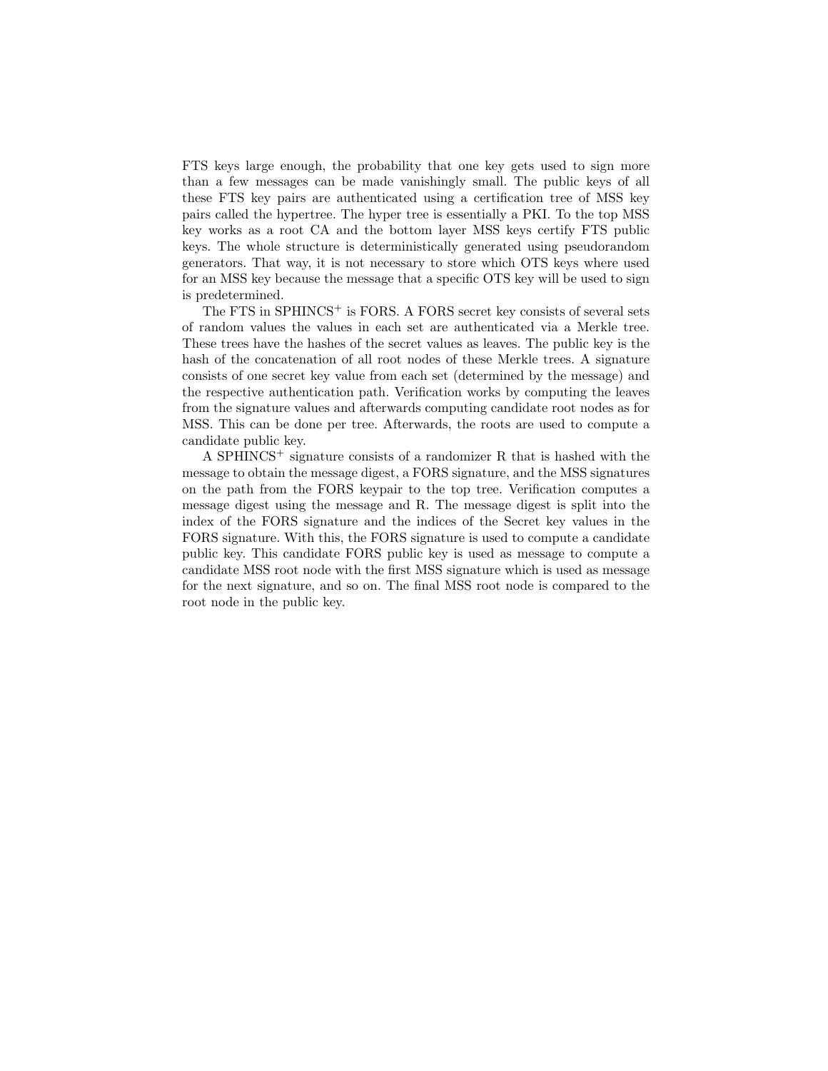FTS keys large enough, the probability that one key gets used to sign more than a few messages can be made vanishingly small. The public keys of all these FTS key pairs are authenticated using a certification tree of MSS key pairs called the hypertree. The hyper tree is essentially a PKI. To the top MSS key works as a root CA and the bottom layer MSS keys certify FTS public keys. The whole structure is deterministically generated using pseudorandom generators. That way, it is not necessary to store which OTS keys where used for an MSS key because the message that a specific OTS key will be used to sign is predetermined.

The FTS in SPHINCS$^+$ is FORS. A FORS secret key consists of several sets of random values the values in each set are authenticated via a Merkle tree. These trees have the hashes of the secret values as leaves. The public key is the hash of the concatenation of all root nodes of these Merkle trees. A signature consists of one secret key value from each set (determined by the message) and the respective authentication path. Verification works by computing the leaves from the signature values and afterwards computing candidate root nodes as for MSS. This can be done per tree. Afterwards, the roots are used to compute a candidate public key.

A SPHINCS$^+$ signature consists of a randomizer R that is hashed with the message to obtain the message digest, a FORS signature, and the MSS signatures on the path from the FORS keypair to the top tree. Verification computes a message digest using the message and R. The message digest is split into the index of the FORS signature and the indices of the Secret key values in the FORS signature. With this, the FORS signature is used to compute a candidate public key. This candidate FORS public key is used as message to compute a candidate MSS root node with the first MSS signature which is used as message for the next signature, and so on. The final MSS root node is compared to the root node in the public key.